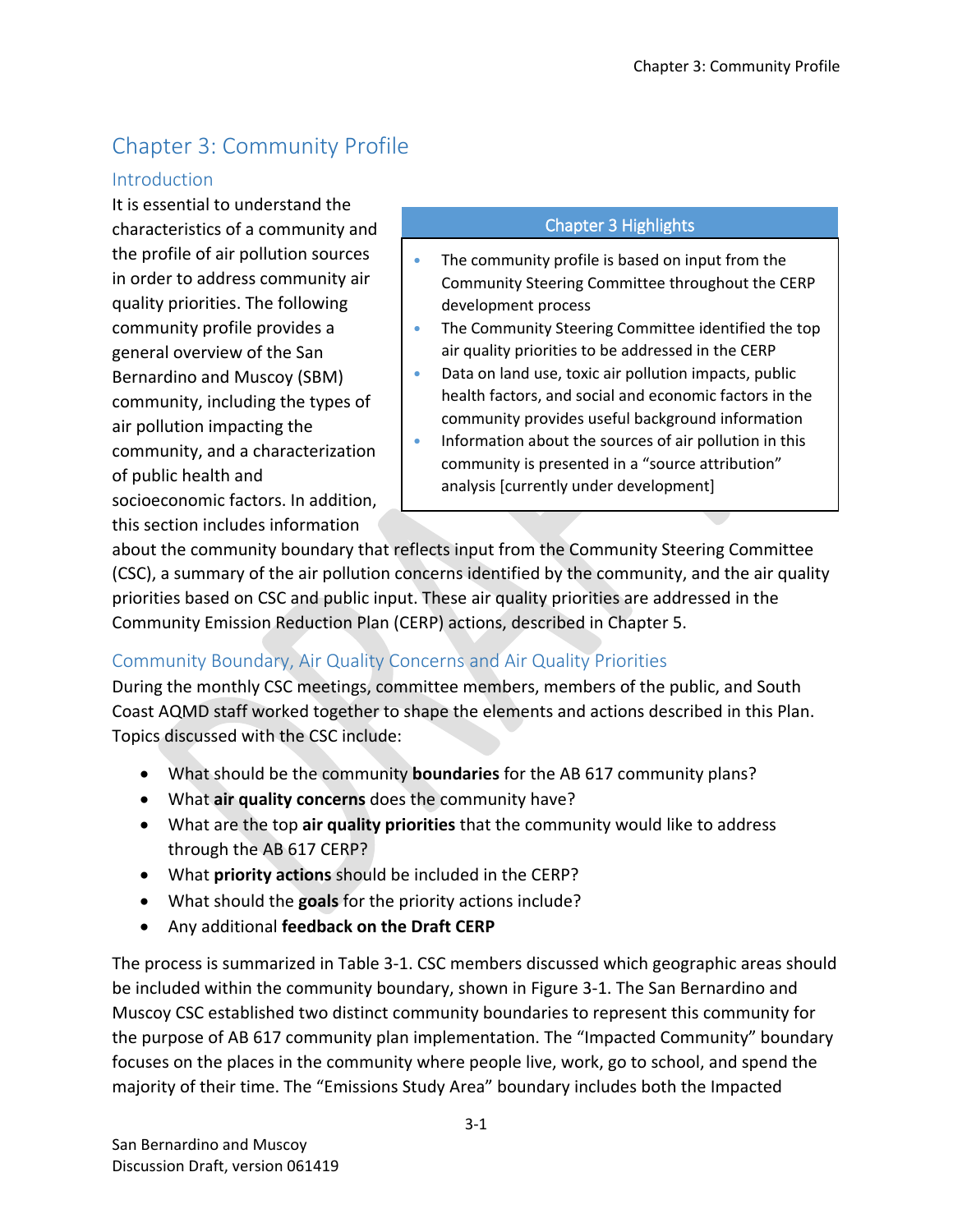# Chapter 3: Community Profile

## Introduction

It is essential to understand the characteristics of a community and the profile of air pollution sources in order to address community air quality priorities. The following community profile provides a general overview of the San Bernardino and Muscoy (SBM) community, including the types of air pollution impacting the community, and a characterization of public health and socioeconomic factors. In addition, this section includes information about the community boundary that reflects input from the Community Steering Committee (CSC), a summary of the air pollution concerns identified by the community, and the air quality priorities based on CSC and public input. These air quality priorities are addressed in the Community Emission Reduction Plan (CERP) actions, described in Chapter 5.

> **Chapter 3 Highlights**
>
> - The community profile is based on input from the Community Steering Committee throughout the CERP development process
> - The Community Steering Committee identified the top air quality priorities to be addressed in the CERP
> - Data on land use, toxic air pollution impacts, public health factors, and social and economic factors in the community provides useful background information
> - Information about the sources of air pollution in this community is presented in a "source attribution" analysis [currently under development]

## Community Boundary, Air Quality Concerns and Air Quality Priorities

During the monthly CSC meetings, committee members, members of the public, and South Coast AQMD staff worked together to shape the elements and actions described in this Plan. Topics discussed with the CSC include:

- What should be the community **boundaries** for the AB 617 community plans?
- What **air quality concerns** does the community have?
- What are the top **air quality priorities** that the community would like to address through the AB 617 CERP?
- What **priority actions** should be included in the CERP?
- What should the **goals** for the priority actions include?
- Any additional **feedback on the Draft CERP**

The process is summarized in Table 3-1. CSC members discussed which geographic areas should be included within the community boundary, shown in Figure 3-1. The San Bernardino and Muscoy CSC established two distinct community boundaries to represent this community for the purpose of AB 617 community plan implementation. The "Impacted Community" boundary focuses on the places in the community where people live, work, go to school, and spend the majority of their time. The "Emissions Study Area" boundary includes both the Impacted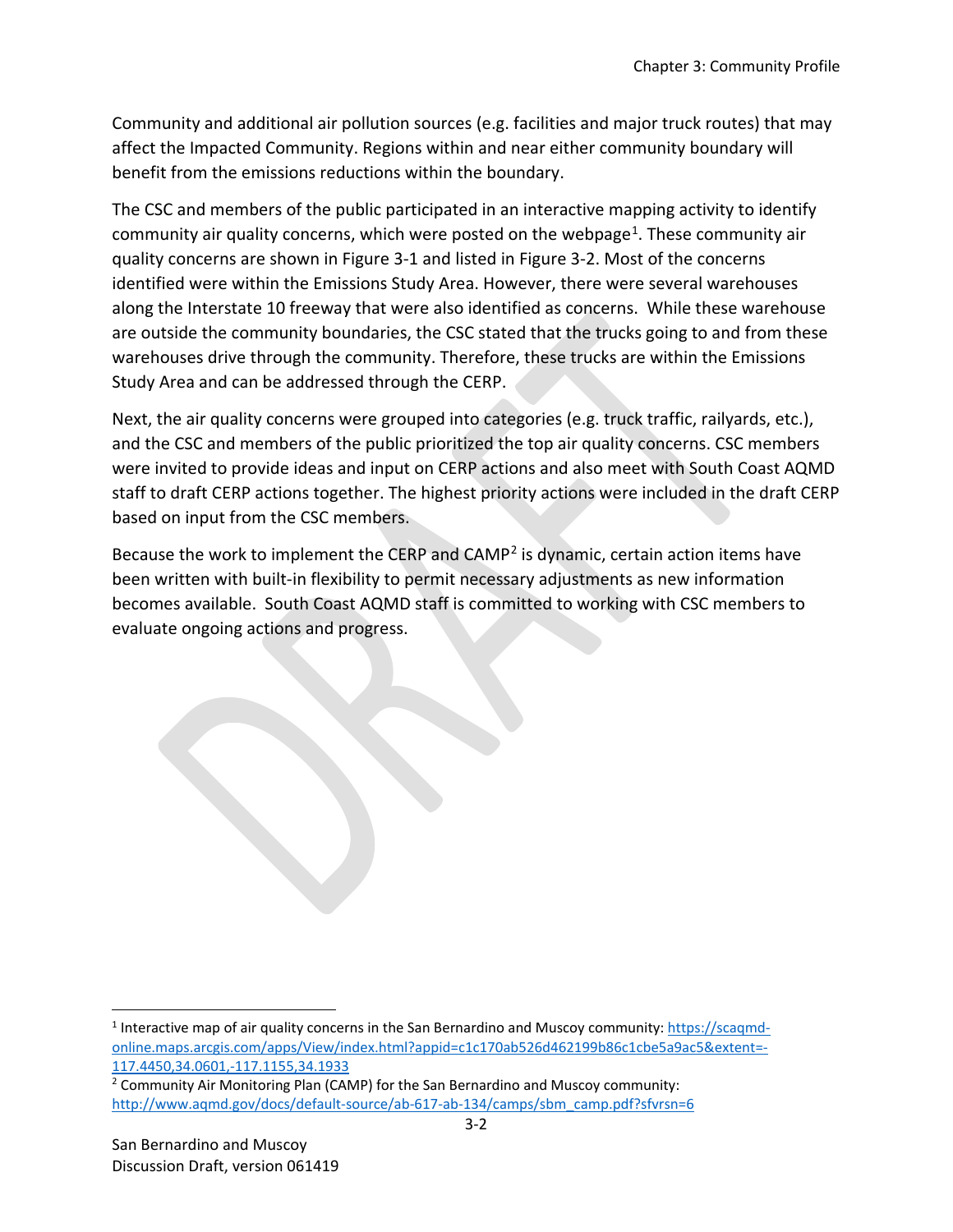Community and additional air pollution sources (e.g. facilities and major truck routes) that may affect the Impacted Community. Regions within and near either community boundary will benefit from the emissions reductions within the boundary.

The CSC and members of the public participated in an interactive mapping activity to identify community air quality concerns, which were posted on the webpage[1]. These community air quality concerns are shown in Figure 3-1 and listed in Figure 3-2. Most of the concerns identified were within the Emissions Study Area. However, there were several warehouses along the Interstate 10 freeway that were also identified as concerns. While these warehouse are outside the community boundaries, the CSC stated that the trucks going to and from these warehouses drive through the community. Therefore, these trucks are within the Emissions Study Area and can be addressed through the CERP.

Next, the air quality concerns were grouped into categories (e.g. truck traffic, railyards, etc.), and the CSC and members of the public prioritized the top air quality concerns. CSC members were invited to provide ideas and input on CERP actions and also meet with South Coast AQMD staff to draft CERP actions together. The highest priority actions were included in the draft CERP based on input from the CSC members.

Because the work to implement the CERP and CAMP[2] is dynamic, certain action items have been written with built-in flexibility to permit necessary adjustments as new information becomes available. South Coast AQMD staff is committed to working with CSC members to evaluate ongoing actions and progress.

---

[1] Interactive map of air quality concerns in the San Bernardino and Muscoy community: https://scaqmd-online.maps.arcgis.com/apps/View/index.html?appid=c1c170ab526d462199b86c1cbe5a9ac5&extent=-117.4450,34.0601,-117.1155,34.1933

[2] Community Air Monitoring Plan (CAMP) for the San Bernardino and Muscoy community: http://www.aqmd.gov/docs/default-source/ab-617-ab-134/camps/sbm_camp.pdf?sfvrsn=6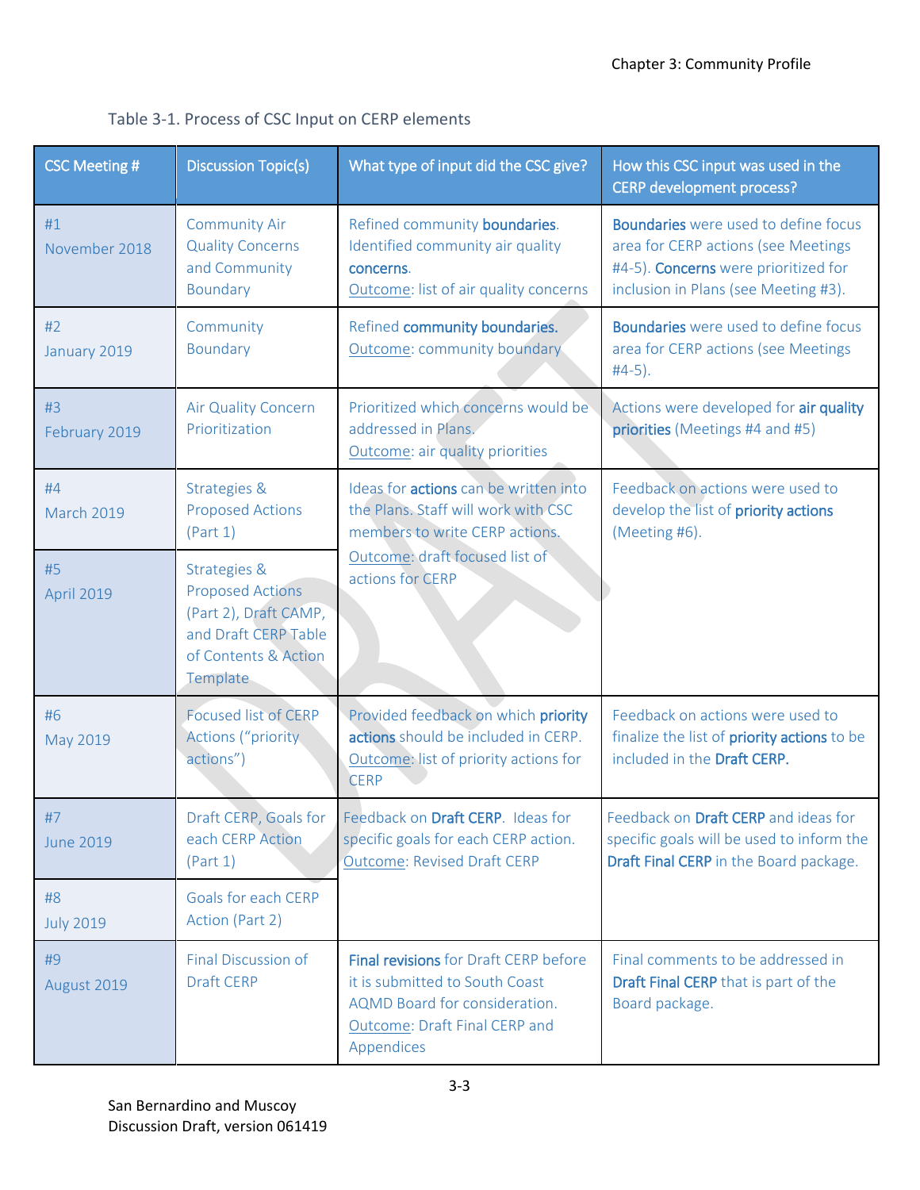Table 3-1. Process of CSC Input on CERP elements

| CSC Meeting # | Discussion Topic(s) | What type of input did the CSC give? | How this CSC input was used in the CERP development process? |
|---|---|---|---|
| #1 November 2018 | Community Air Quality Concerns and Community Boundary | Refined community **boundaries**. Identified community air quality **concerns**. Outcome: list of air quality concerns | **Boundaries** were used to define focus area for CERP actions (see Meetings #4-5). **Concerns** were prioritized for inclusion in Plans (see Meeting #3). |
| #2 January 2019 | Community Boundary | Refined **community boundaries.** Outcome: community boundary | **Boundaries** were used to define focus area for CERP actions (see Meetings #4-5). |
| #3 February 2019 | Air Quality Concern Prioritization | Prioritized which concerns would be addressed in Plans. Outcome: air quality priorities | Actions were developed for **air quality priorities** (Meetings #4 and #5) |
| #4 March 2019 | Strategies & Proposed Actions (Part 1) | Ideas for **actions** can be written into the Plans. Staff will work with CSC members to write CERP actions. Outcome: draft focused list of actions for CERP | Feedback on actions were used to develop the list of **priority actions** (Meeting #6). |
| #5 April 2019 | Strategies & Proposed Actions (Part 2), Draft CAMP, and Draft CERP Table of Contents & Action Template | | |
| #6 May 2019 | Focused list of CERP Actions ("priority actions") | Provided feedback on which **priority actions** should be included in CERP. Outcome: list of priority actions for CERP | Feedback on actions were used to finalize the list of **priority actions** to be included in the **Draft CERP.** |
| #7 June 2019 | Draft CERP, Goals for each CERP Action (Part 1) | Feedback on **Draft CERP**. Ideas for specific goals for each CERP action. Outcome: Revised Draft CERP | Feedback on **Draft CERP** and ideas for specific goals will be used to inform the **Draft Final CERP** in the Board package. |
| #8 July 2019 | Goals for each CERP Action (Part 2) | | |
| #9 August 2019 | Final Discussion of Draft CERP | **Final revisions** for Draft CERP before it is submitted to South Coast AQMD Board for consideration. Outcome: Draft Final CERP and Appendices | Final comments to be addressed in **Draft Final CERP** that is part of the Board package. |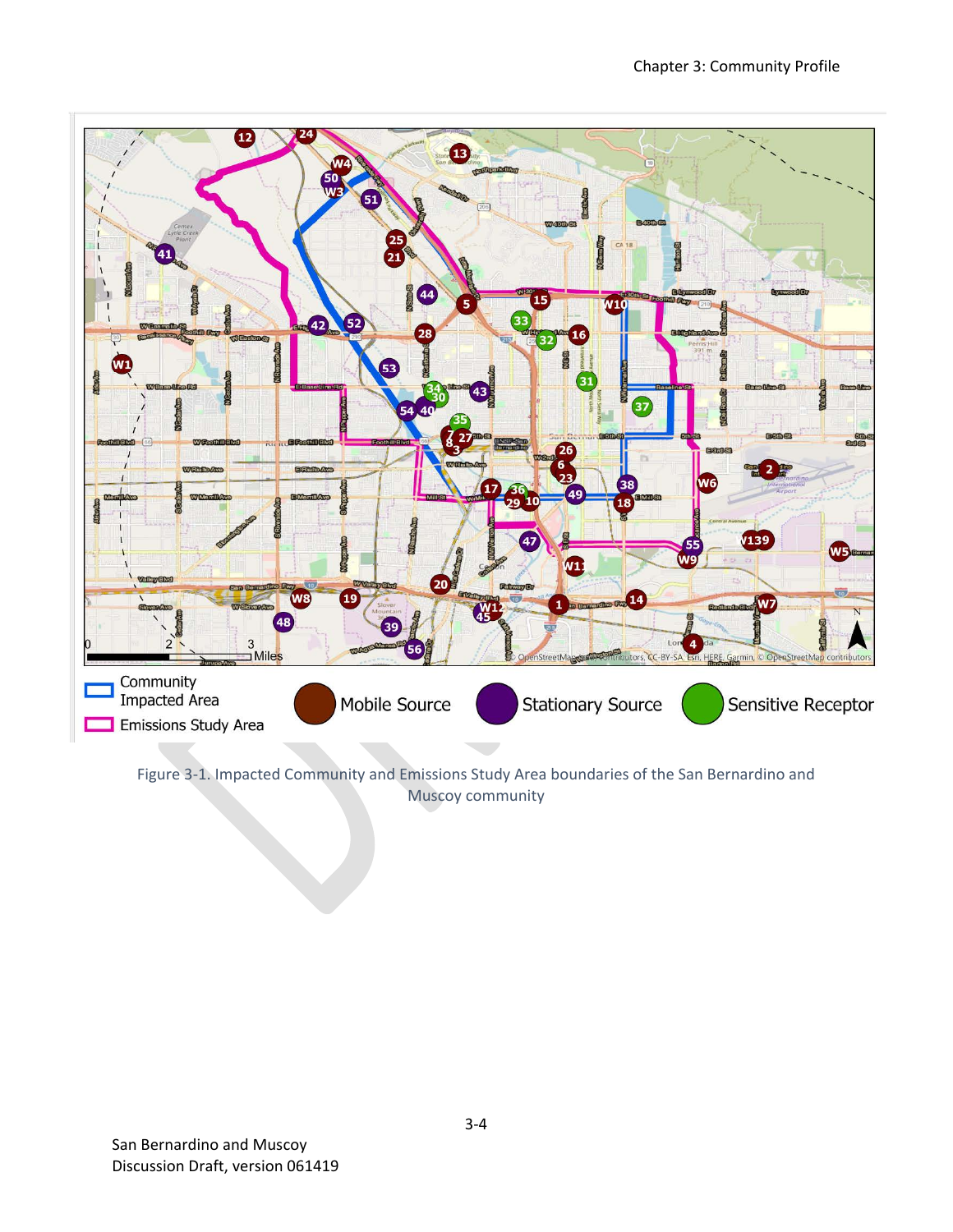Community Impacted Area

Emissions Study Area

Mobile Source

Stationary Source

Sensitive Receptor

Figure 3-1. Impacted Community and Emissions Study Area boundaries of the San Bernardino and Muscoy community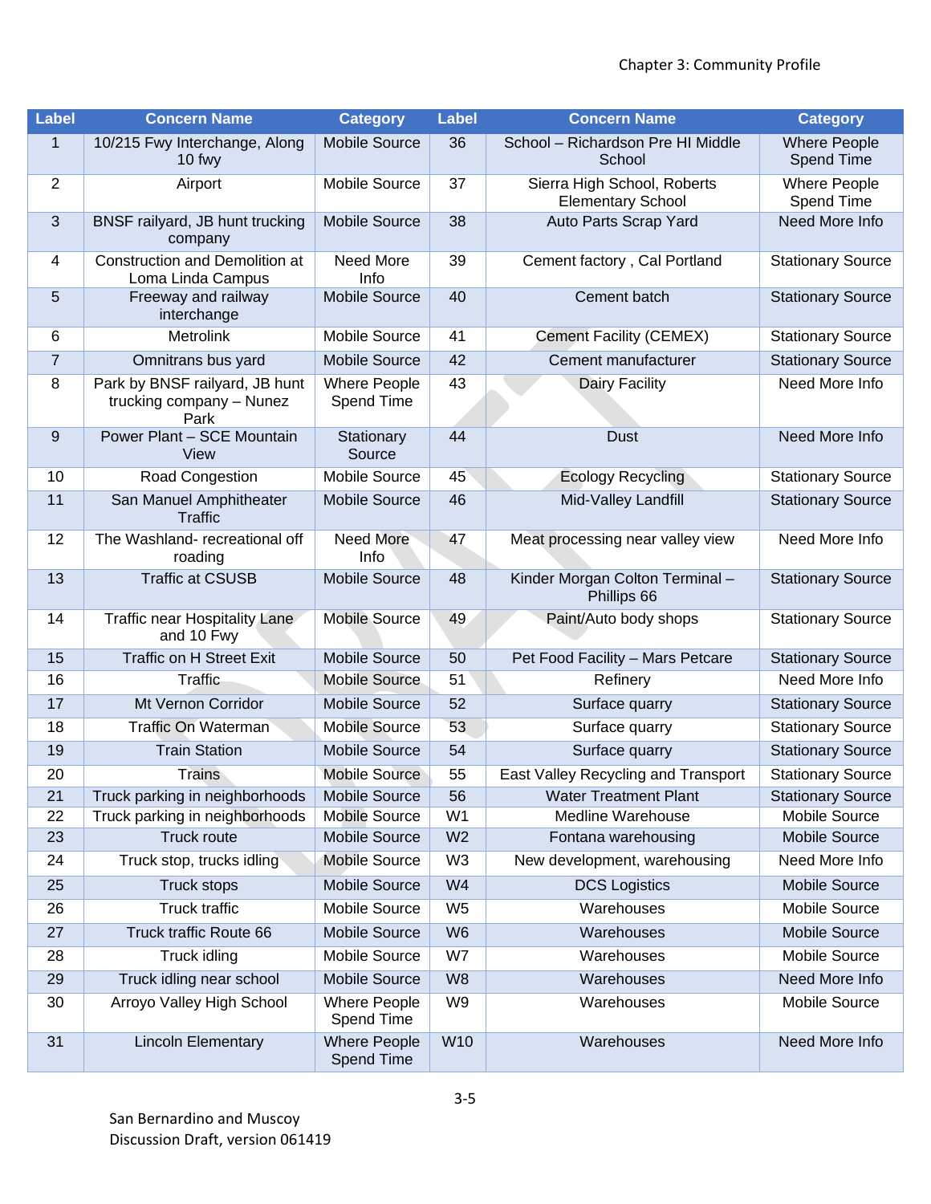| Label | Concern Name | Category | Label | Concern Name | Category |
|---|---|---|---|---|---|
| 1 | 10/215 Fwy Interchange, Along 10 fwy | Mobile Source | 36 | School – Richardson Pre HI Middle School | Where People Spend Time |
| 2 | Airport | Mobile Source | 37 | Sierra High School, Roberts Elementary School | Where People Spend Time |
| 3 | BNSF railyard, JB hunt trucking company | Mobile Source | 38 | Auto Parts Scrap Yard | Need More Info |
| 4 | Construction and Demolition at Loma Linda Campus | Need More Info | 39 | Cement factory , Cal Portland | Stationary Source |
| 5 | Freeway and railway interchange | Mobile Source | 40 | Cement batch | Stationary Source |
| 6 | Metrolink | Mobile Source | 41 | Cement Facility (CEMEX) | Stationary Source |
| 7 | Omnitrans bus yard | Mobile Source | 42 | Cement manufacturer | Stationary Source |
| 8 | Park by BNSF railyard, JB hunt trucking company – Nunez Park | Where People Spend Time | 43 | Dairy Facility | Need More Info |
| 9 | Power Plant – SCE Mountain View | Stationary Source | 44 | Dust | Need More Info |
| 10 | Road Congestion | Mobile Source | 45 | Ecology Recycling | Stationary Source |
| 11 | San Manuel Amphitheater Traffic | Mobile Source | 46 | Mid-Valley Landfill | Stationary Source |
| 12 | The Washland- recreational off roading | Need More Info | 47 | Meat processing near valley view | Need More Info |
| 13 | Traffic at CSUSB | Mobile Source | 48 | Kinder Morgan Colton Terminal – Phillips 66 | Stationary Source |
| 14 | Traffic near Hospitality Lane and 10 Fwy | Mobile Source | 49 | Paint/Auto body shops | Stationary Source |
| 15 | Traffic on H Street Exit | Mobile Source | 50 | Pet Food Facility – Mars Petcare | Stationary Source |
| 16 | Traffic | Mobile Source | 51 | Refinery | Need More Info |
| 17 | Mt Vernon Corridor | Mobile Source | 52 | Surface quarry | Stationary Source |
| 18 | Traffic On Waterman | Mobile Source | 53 | Surface quarry | Stationary Source |
| 19 | Train Station | Mobile Source | 54 | Surface quarry | Stationary Source |
| 20 | Trains | Mobile Source | 55 | East Valley Recycling and Transport | Stationary Source |
| 21 | Truck parking in neighborhoods | Mobile Source | 56 | Water Treatment Plant | Stationary Source |
| 22 | Truck parking in neighborhoods | Mobile Source | W1 | Medline Warehouse | Mobile Source |
| 23 | Truck route | Mobile Source | W2 | Fontana warehousing | Mobile Source |
| 24 | Truck stop, trucks idling | Mobile Source | W3 | New development, warehousing | Need More Info |
| 25 | Truck stops | Mobile Source | W4 | DCS Logistics | Mobile Source |
| 26 | Truck traffic | Mobile Source | W5 | Warehouses | Mobile Source |
| 27 | Truck traffic Route 66 | Mobile Source | W6 | Warehouses | Mobile Source |
| 28 | Truck idling | Mobile Source | W7 | Warehouses | Mobile Source |
| 29 | Truck idling near school | Mobile Source | W8 | Warehouses | Need More Info |
| 30 | Arroyo Valley High School | Where People Spend Time | W9 | Warehouses | Mobile Source |
| 31 | Lincoln Elementary | Where People Spend Time | W10 | Warehouses | Need More Info |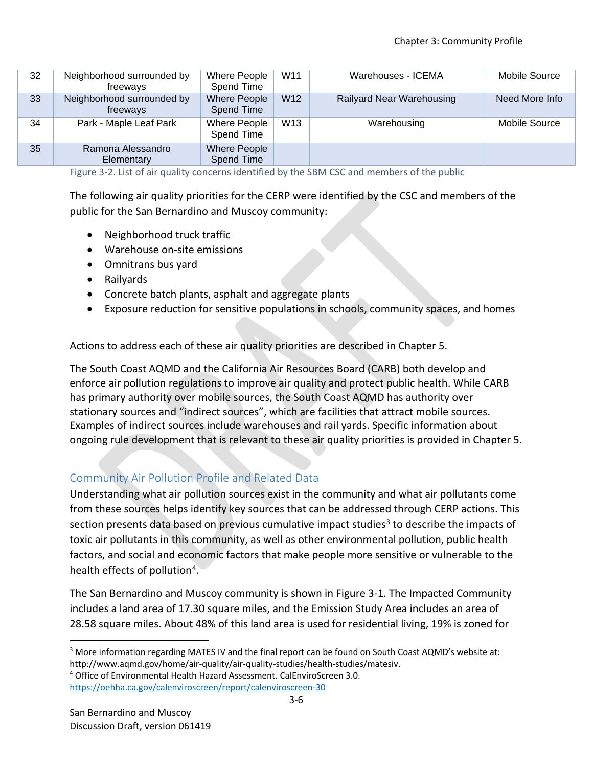| 32 | Neighborhood surrounded by freeways | Where People Spend Time | W11 | Warehouses - ICEMA | Mobile Source |
|---|---|---|---|---|---|
| 33 | Neighborhood surrounded by freeways | Where People Spend Time | W12 | Railyard Near Warehousing | Need More Info |
| 34 | Park - Maple Leaf Park | Where People Spend Time | W13 | Warehousing | Mobile Source |
| 35 | Ramona Alessandro Elementary | Where People Spend Time | | | |

Figure 3-2. List of air quality concerns identified by the SBM CSC and members of the public

The following air quality priorities for the CERP were identified by the CSC and members of the public for the San Bernardino and Muscoy community:

- Neighborhood truck traffic
- Warehouse on-site emissions
- Omnitrans bus yard
- Railyards
- Concrete batch plants, asphalt and aggregate plants
- Exposure reduction for sensitive populations in schools, community spaces, and homes

Actions to address each of these air quality priorities are described in Chapter 5.

The South Coast AQMD and the California Air Resources Board (CARB) both develop and enforce air pollution regulations to improve air quality and protect public health. While CARB has primary authority over mobile sources, the South Coast AQMD has authority over stationary sources and "indirect sources", which are facilities that attract mobile sources. Examples of indirect sources include warehouses and rail yards. Specific information about ongoing rule development that is relevant to these air quality priorities is provided in Chapter 5.

## Community Air Pollution Profile and Related Data

Understanding what air pollution sources exist in the community and what air pollutants come from these sources helps identify key sources that can be addressed through CERP actions. This section presents data based on previous cumulative impact studies[3] to describe the impacts of toxic air pollutants in this community, as well as other environmental pollution, public health factors, and social and economic factors that make people more sensitive or vulnerable to the health effects of pollution[4].

The San Bernardino and Muscoy community is shown in Figure 3-1. The Impacted Community includes a land area of 17.30 square miles, and the Emission Study Area includes an area of 28.58 square miles. About 48% of this land area is used for residential living, 19% is zoned for

---

[3] More information regarding MATES IV and the final report can be found on South Coast AQMD's website at: http://www.aqmd.gov/home/air-quality/air-quality-studies/health-studies/matesiv.

[4] Office of Environmental Health Hazard Assessment. CalEnviroScreen 3.0. https://oehha.ca.gov/calenviroscreen/report/calenviroscreen-30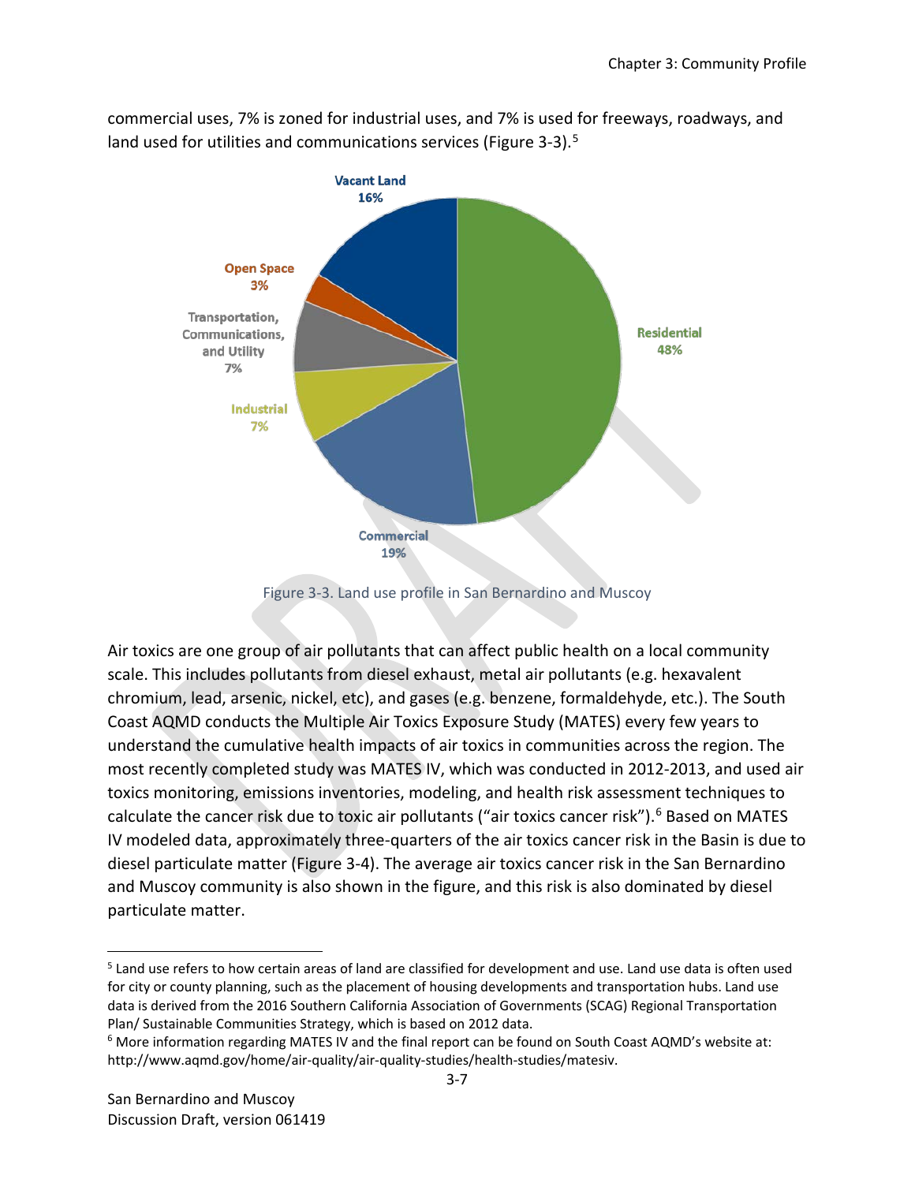commercial uses, 7% is zoned for industrial uses, and 7% is used for freeways, roadways, and land used for utilities and communications services (Figure 3-3).[5]

Figure 3-3. Land use profile in San Bernardino and Muscoy

Air toxics are one group of air pollutants that can affect public health on a local community scale. This includes pollutants from diesel exhaust, metal air pollutants (e.g. hexavalent chromium, lead, arsenic, nickel, etc), and gases (e.g. benzene, formaldehyde, etc.). The South Coast AQMD conducts the Multiple Air Toxics Exposure Study (MATES) every few years to understand the cumulative health impacts of air toxics in communities across the region. The most recently completed study was MATES IV, which was conducted in 2012-2013, and used air toxics monitoring, emissions inventories, modeling, and health risk assessment techniques to calculate the cancer risk due to toxic air pollutants ("air toxics cancer risk").[6] Based on MATES IV modeled data, approximately three-quarters of the air toxics cancer risk in the Basin is due to diesel particulate matter (Figure 3-4). The average air toxics cancer risk in the San Bernardino and Muscoy community is also shown in the figure, and this risk is also dominated by diesel particulate matter.

---

[5] Land use refers to how certain areas of land are classified for development and use. Land use data is often used for city or county planning, such as the placement of housing developments and transportation hubs. Land use data is derived from the 2016 Southern California Association of Governments (SCAG) Regional Transportation Plan/ Sustainable Communities Strategy, which is based on 2012 data.

[6] More information regarding MATES IV and the final report can be found on South Coast AQMD's website at: http://www.aqmd.gov/home/air-quality/air-quality-studies/health-studies/matesiv.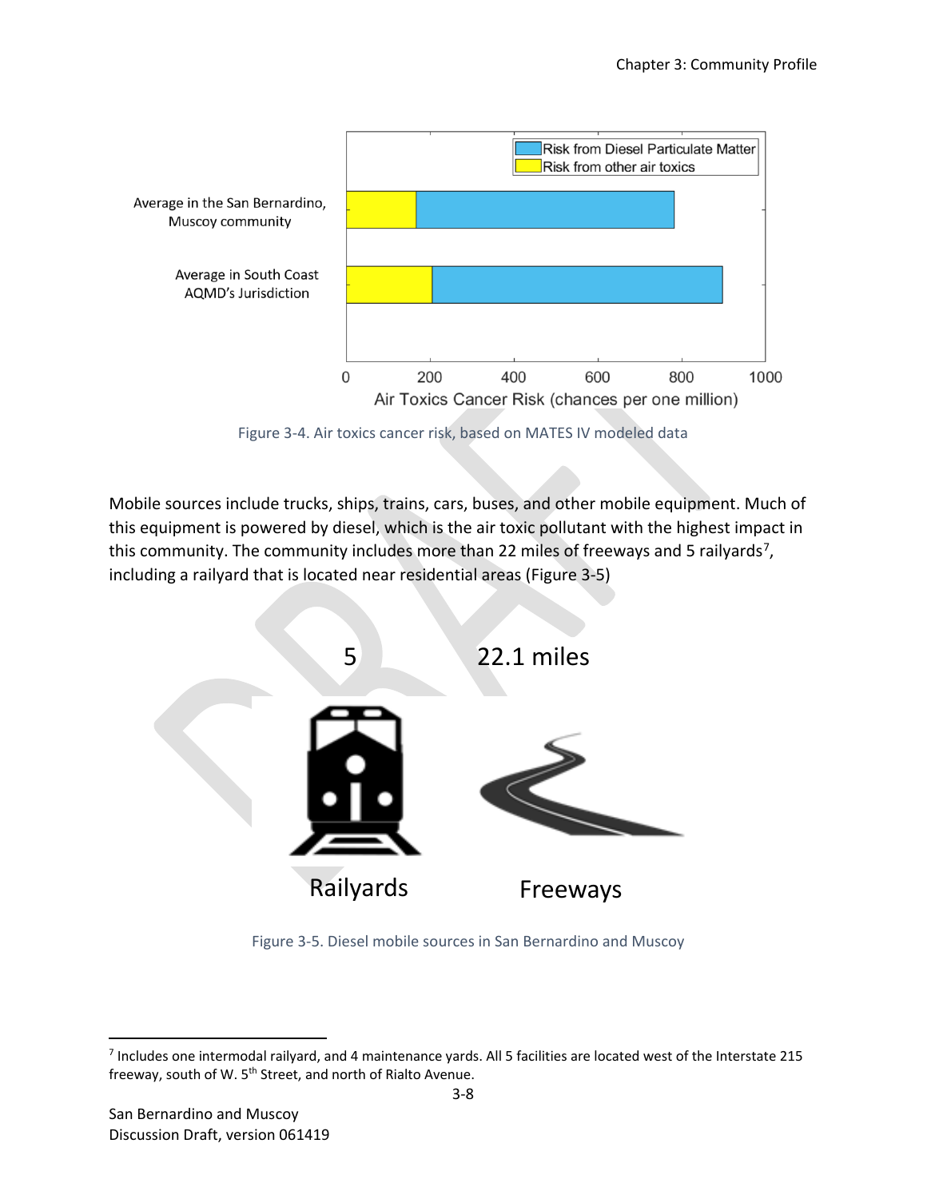Figure 3-4. Air toxics cancer risk, based on MATES IV modeled data

Mobile sources include trucks, ships, trains, cars, buses, and other mobile equipment. Much of this equipment is powered by diesel, which is the air toxic pollutant with the highest impact in this community. The community includes more than 22 miles of freeways and 5 railyards[7], including a railyard that is located near residential areas (Figure 3-5)

Figure 3-5. Diesel mobile sources in San Bernardino and Muscoy

[7] Includes one intermodal railyard, and 4 maintenance yards. All 5 facilities are located west of the Interstate 215 freeway, south of W. 5th Street, and north of Rialto Avenue.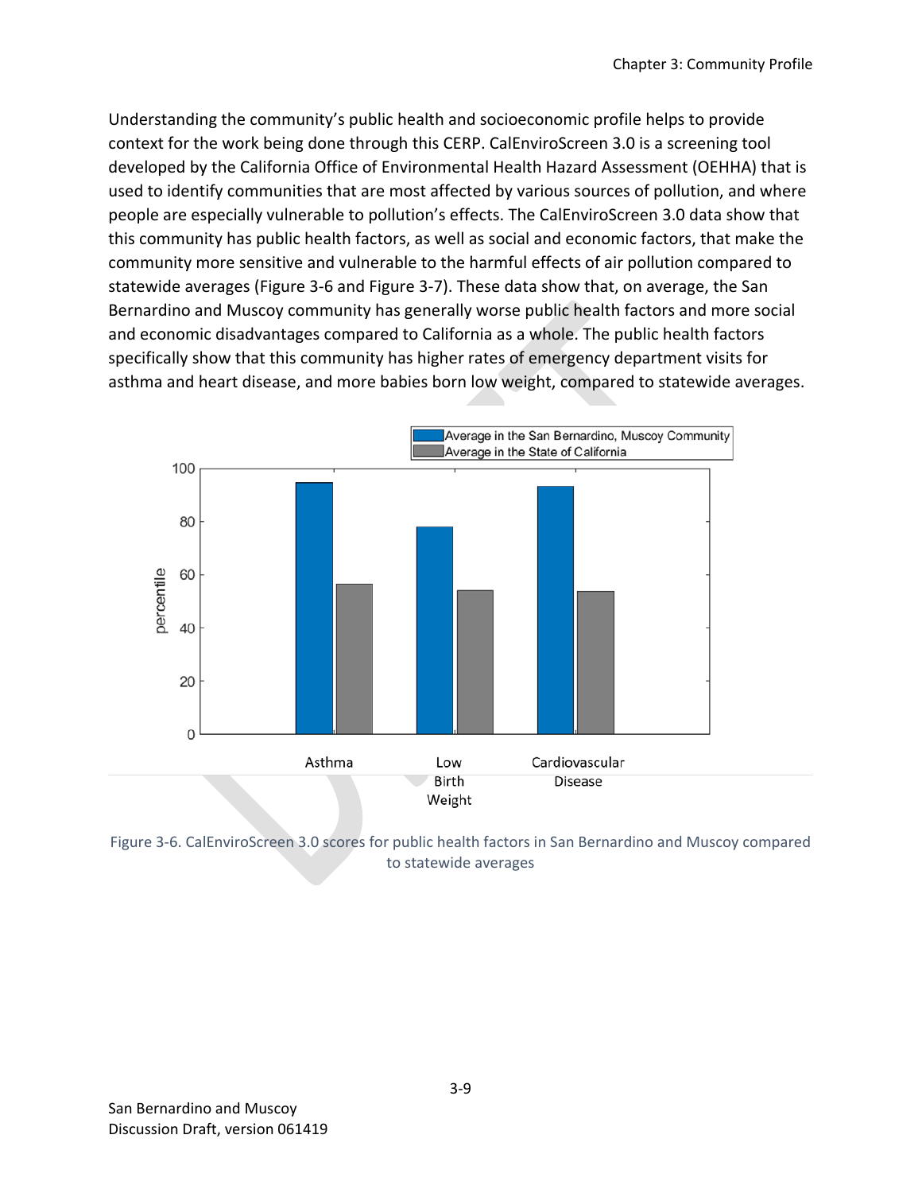Understanding the community's public health and socioeconomic profile helps to provide context for the work being done through this CERP. CalEnviroScreen 3.0 is a screening tool developed by the California Office of Environmental Health Hazard Assessment (OEHHA) that is used to identify communities that are most affected by various sources of pollution, and where people are especially vulnerable to pollution's effects. The CalEnviroScreen 3.0 data show that this community has public health factors, as well as social and economic factors, that make the community more sensitive and vulnerable to the harmful effects of air pollution compared to statewide averages (Figure 3-6 and Figure 3-7). These data show that, on average, the San Bernardino and Muscoy community has generally worse public health factors and more social and economic disadvantages compared to California as a whole. The public health factors specifically show that this community has higher rates of emergency department visits for asthma and heart disease, and more babies born low weight, compared to statewide averages.

Figure 3-6. CalEnviroScreen 3.0 scores for public health factors in San Bernardino and Muscoy compared to statewide averages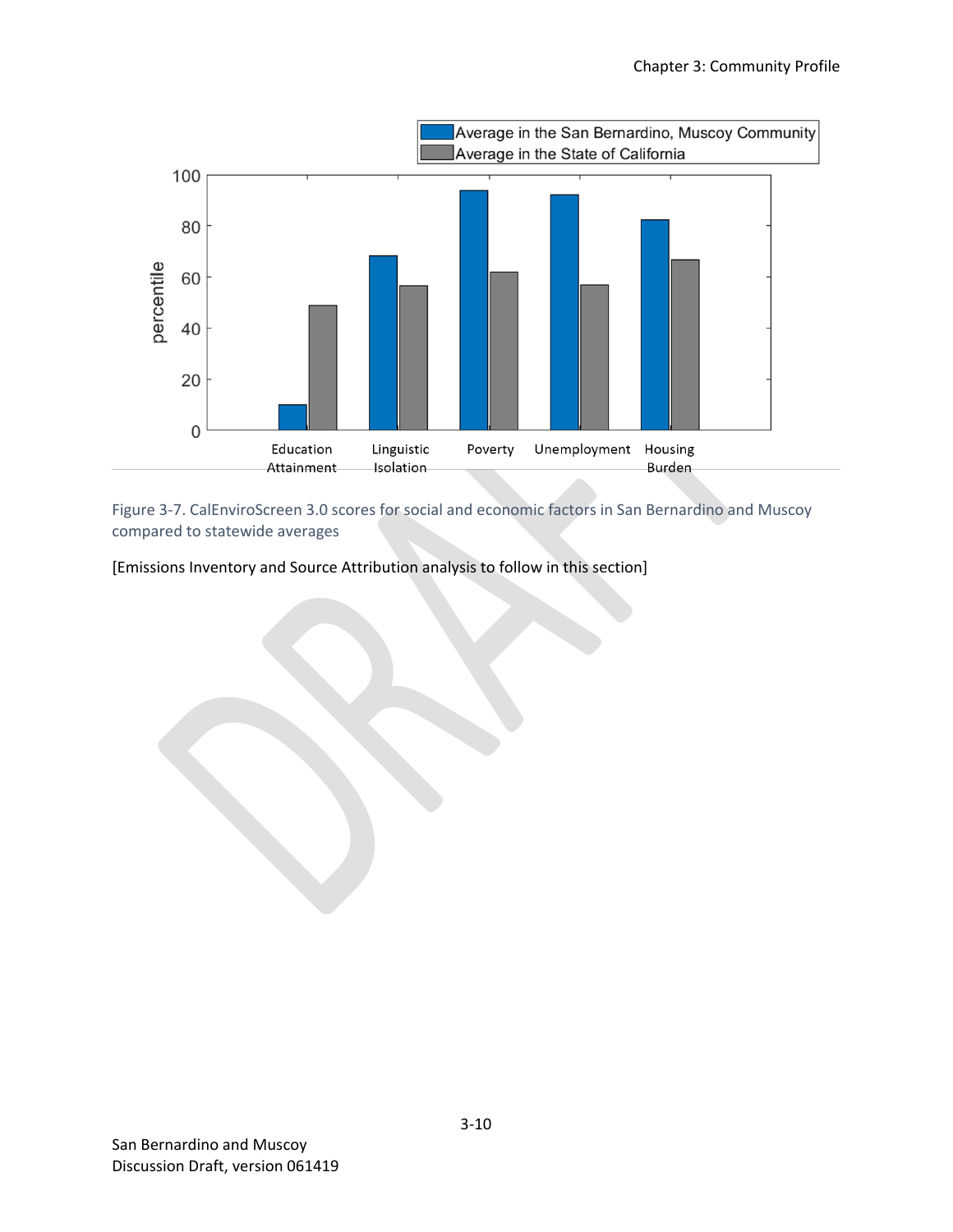Average in the San Bernardino, Muscoy Community
Average in the State of California

100
80
60
40
20
0

percentile

Education Attainment
Linguistic Isolation
Poverty
Unemployment
Housing Burden

Figure 3-7. CalEnviroScreen 3.0 scores for social and economic factors in San Bernardino and Muscoy compared to statewide averages

[Emissions Inventory and Source Attribution analysis to follow in this section]